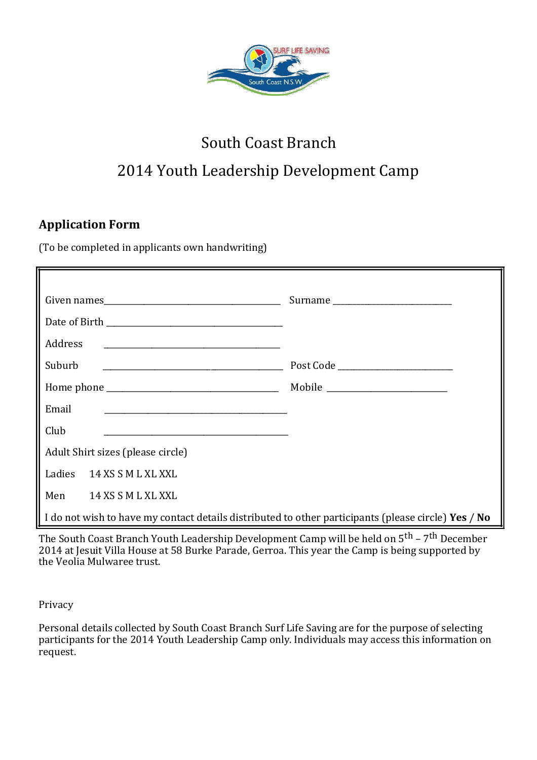# South Coast Branch

# 2014 Youth Leadership Development Camp

## Application Form

(To be completed in applicants own handwriting)

Given names\_\_\_\_\_\_\_\_\_\_\_\_\_\_\_\_\_\_\_\_\_\_\_\_\_\_\_\_\_\_\_\_\_\_\_\_\_\_ Surname \_\_\_\_\_\_\_\_\_\_\_\_\_\_\_\_\_\_\_\_\_\_\_\_\_\_\_\_

Date of Birth \_\_\_\_\_\_\_\_\_\_\_\_\_\_\_\_\_\_\_\_\_\_\_\_\_\_\_\_\_\_\_\_\_\_\_\_\_\_

Address \_\_\_\_\_\_\_\_\_\_\_\_\_\_\_\_\_\_\_\_\_\_\_\_\_\_\_\_\_\_\_\_\_\_\_\_\_\_

Suburb \_\_\_\_\_\_\_\_\_\_\_\_\_\_\_\_\_\_\_\_\_\_\_\_\_\_\_\_\_\_\_\_\_\_\_\_\_\_ Post Code \_\_\_\_\_\_\_\_\_\_\_\_\_\_\_\_\_\_\_\_\_\_\_\_\_\_\_\_

Home phone \_\_\_\_\_\_\_\_\_\_\_\_\_\_\_\_\_\_\_\_\_\_\_\_\_\_\_\_\_\_\_\_\_\_\_\_\_\_ Mobile \_\_\_\_\_\_\_\_\_\_\_\_\_\_\_\_\_\_\_\_\_\_\_\_\_\_\_\_

Email \_\_\_\_\_\_\_\_\_\_\_\_\_\_\_\_\_\_\_\_\_\_\_\_\_\_\_\_\_\_\_\_\_\_\_\_\_\_

Club \_\_\_\_\_\_\_\_\_\_\_\_\_\_\_\_\_\_\_\_\_\_\_\_\_\_\_\_\_\_\_\_\_\_\_\_\_\_

Adult Shirt sizes (please circle)

Ladies 14 XS S M L XL XXL

Men 14 XS S M L XL XXL

I do not wish to have my contact details distributed to other participants (please circle) **Yes** / **No**

The South Coast Branch Youth Leadership Development Camp will be held on 5th – 7th December 2014 at Jesuit Villa House at 58 Burke Parade, Gerroa. This year the Camp is being supported by the Veolia Mulwaree trust.

Privacy

Personal details collected by South Coast Branch Surf Life Saving are for the purpose of selecting participants for the 2014 Youth Leadership Camp only. Individuals may access this information on request.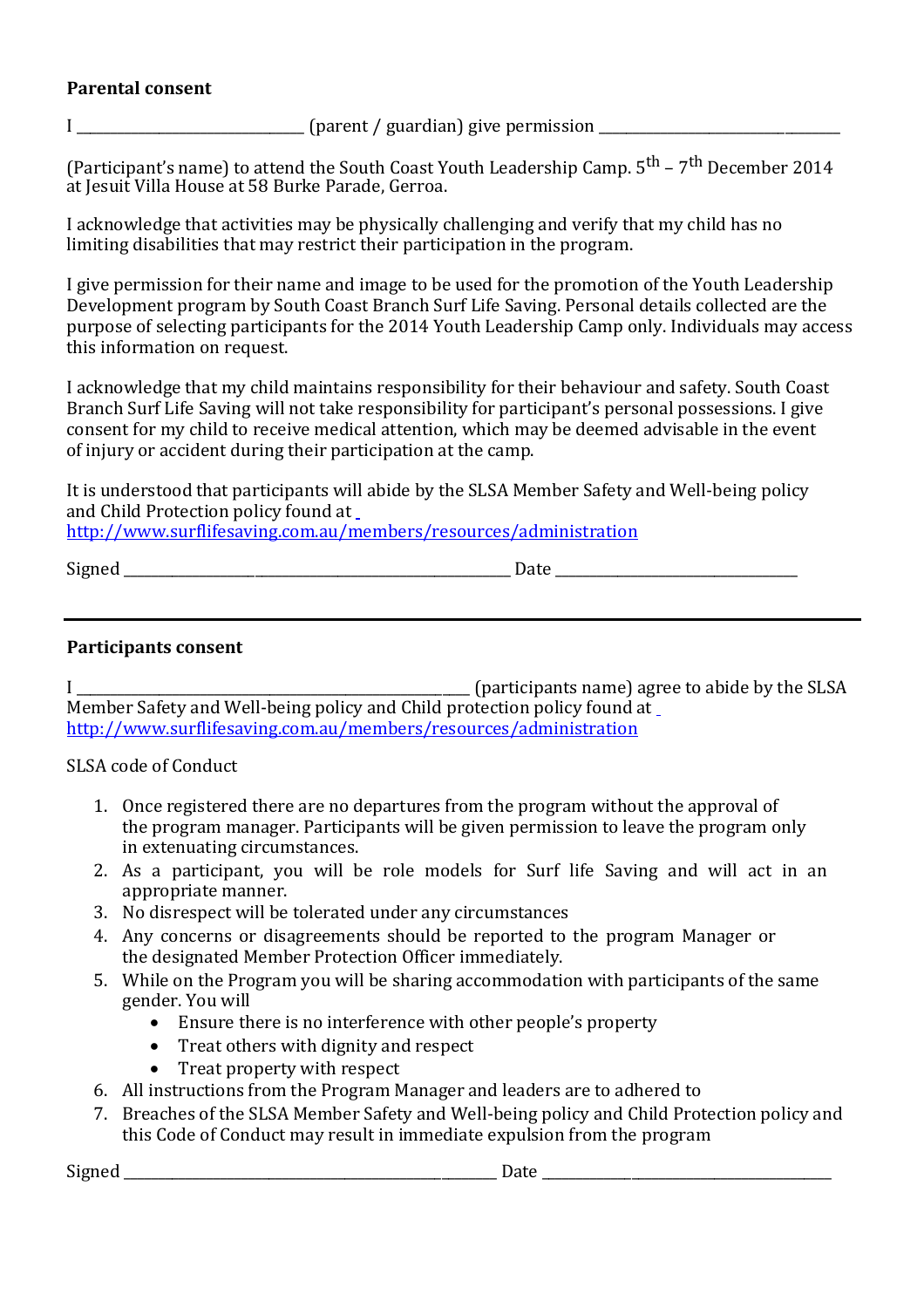**Parental consent**

I ______________________________ (parent / guardian) give permission ________________________________

(Participant's name) to attend the South Coast Youth Leadership Camp. 5th – 7th December 2014 at Jesuit Villa House at 58 Burke Parade, Gerroa.

I acknowledge that activities may be physically challenging and verify that my child has no limiting disabilities that may restrict their participation in the program.

I give permission for their name and image to be used for the promotion of the Youth Leadership Development program by South Coast Branch Surf Life Saving. Personal details collected are the purpose of selecting participants for the 2014 Youth Leadership Camp only. Individuals may access this information on request.

I acknowledge that my child maintains responsibility for their behaviour and safety. South Coast Branch Surf Life Saving will not take responsibility for participant's personal possessions. I give consent for my child to receive medical attention, which may be deemed advisable in the event of injury or accident during their participation at the camp.

It is understood that participants will abide by the SLSA Member Safety and Well-being policy and Child Protection policy found at http://www.surflifesaving.com.au/members/resources/administration

Signed ___________________________________________________ Date ________________________________

---

**Participants consent**

I ____________________________________________________ (participants name) agree to abide by the SLSA Member Safety and Well-being policy and Child protection policy found at http://www.surflifesaving.com.au/members/resources/administration

SLSA code of Conduct

1. Once registered there are no departures from the program without the approval of the program manager. Participants will be given permission to leave the program only in extenuating circumstances.
2. As a participant, you will be role models for Surf life Saving and will act in an appropriate manner.
3. No disrespect will be tolerated under any circumstances
4. Any concerns or disagreements should be reported to the program Manager or the designated Member Protection Officer immediately.
5. While on the Program you will be sharing accommodation with participants of the same gender. You will
   - Ensure there is no interference with other people's property
   - Treat others with dignity and respect
   - Treat property with respect
6. All instructions from the Program Manager and leaders are to adhered to
7. Breaches of the SLSA Member Safety and Well-being policy and Child Protection policy and this Code of Conduct may result in immediate expulsion from the program

Signed _________________________________________________ Date ______________________________________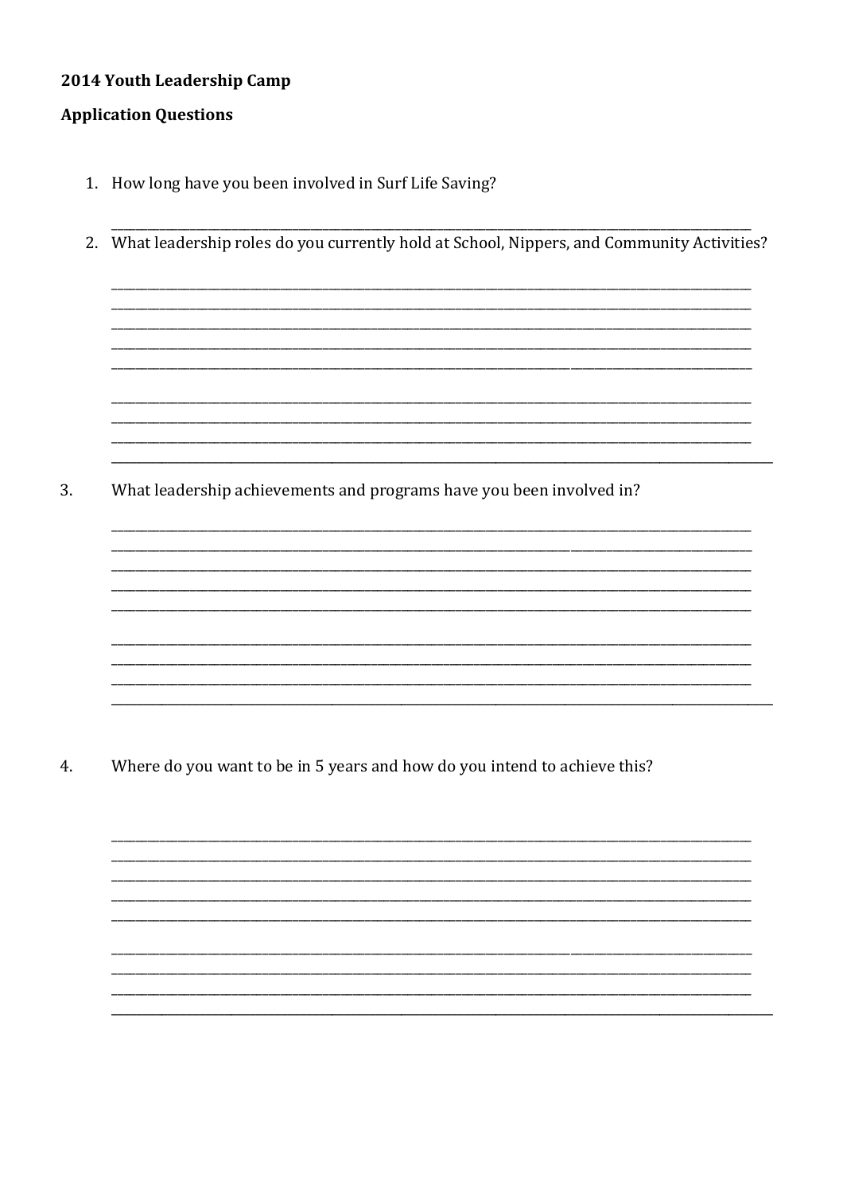**2014 Youth Leadership Camp**

**Application Questions**

1. How long have you been involved in Surf Life Saving?

   ___________________________________________________________________________

2. What leadership roles do you currently hold at School, Nippers, and Community Activities?

   ___________________________________________________________________________
   ___________________________________________________________________________
   ___________________________________________________________________________
   ___________________________________________________________________________
   ___________________________________________________________________________

   ___________________________________________________________________________
   ___________________________________________________________________________
   ___________________________________________________________________________
   ___________________________________________________________________________

3. What leadership achievements and programs have you been involved in?

   ___________________________________________________________________________
   ___________________________________________________________________________
   ___________________________________________________________________________
   ___________________________________________________________________________
   ___________________________________________________________________________

   ___________________________________________________________________________
   ___________________________________________________________________________
   ___________________________________________________________________________
   ___________________________________________________________________________

4. Where do you want to be in 5 years and how do you intend to achieve this?

   ___________________________________________________________________________
   ___________________________________________________________________________
   ___________________________________________________________________________
   ___________________________________________________________________________
   ___________________________________________________________________________

   ___________________________________________________________________________
   ___________________________________________________________________________
   ___________________________________________________________________________
   ___________________________________________________________________________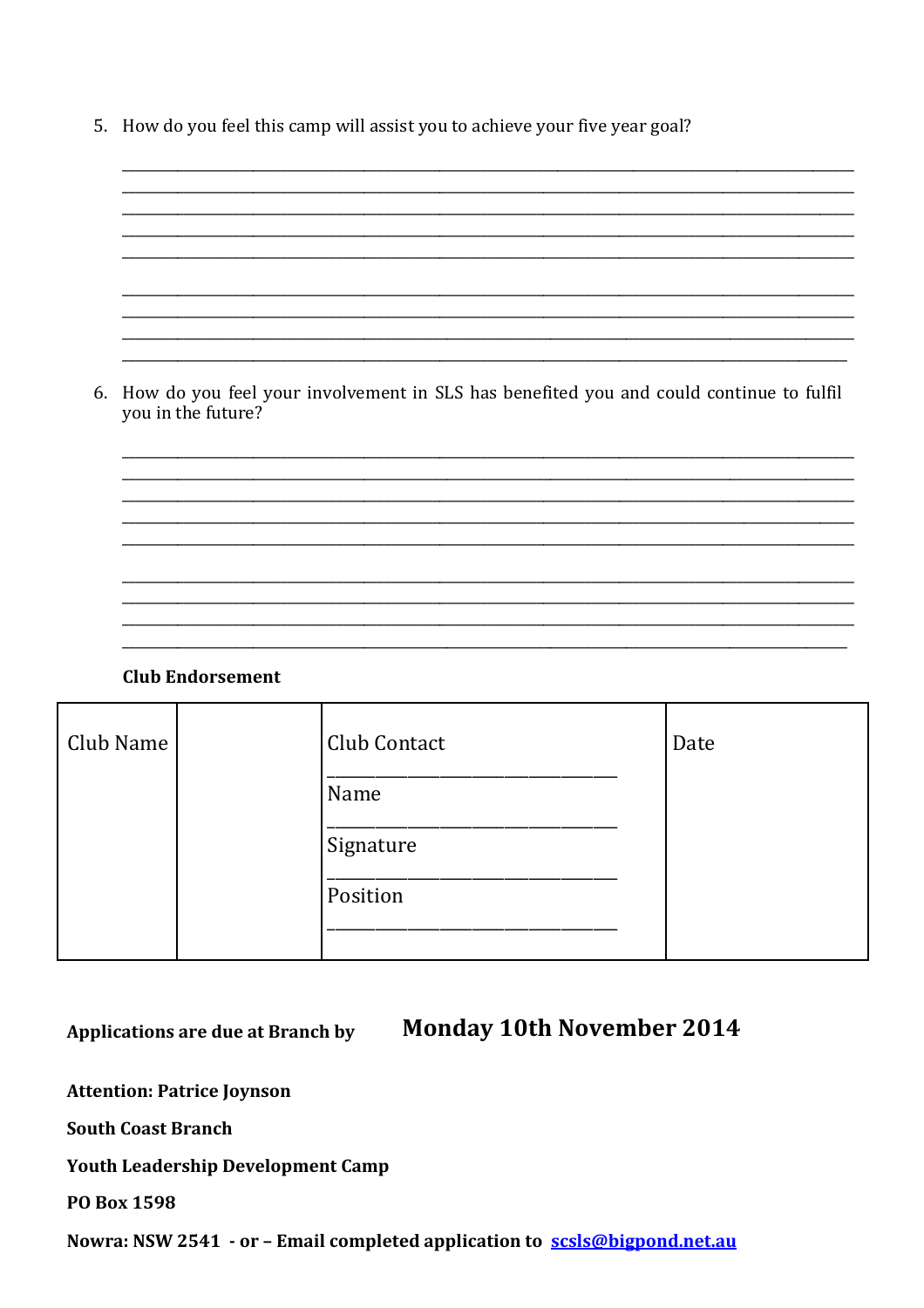5. How do you feel this camp will assist you to achieve your five year goal?

______________________________________________________________________________
______________________________________________________________________________
______________________________________________________________________________
______________________________________________________________________________
______________________________________________________________________________

______________________________________________________________________________
______________________________________________________________________________
______________________________________________________________________________
______________________________________________________________________________

6. How do you feel your involvement in SLS has benefited you and could continue to fulfil you in the future?

______________________________________________________________________________
______________________________________________________________________________
______________________________________________________________________________
______________________________________________________________________________
______________________________________________________________________________

______________________________________________________________________________
______________________________________________________________________________
______________________________________________________________________________
______________________________________________________________________________

**Club Endorsement**

| | | | |
|---|---|---|---|
| Club Name | | Club Contact ______________________ Name ______________________ Signature ______________________ Position ______________________ | Date |

**Applications are due at Branch by** **Monday 10th November 2014**

**Attention: Patrice Joynson**

**South Coast Branch**

**Youth Leadership Development Camp**

**PO Box 1598**

**Nowra: NSW 2541 - or – Email completed application to scsls@bigpond.net.au**